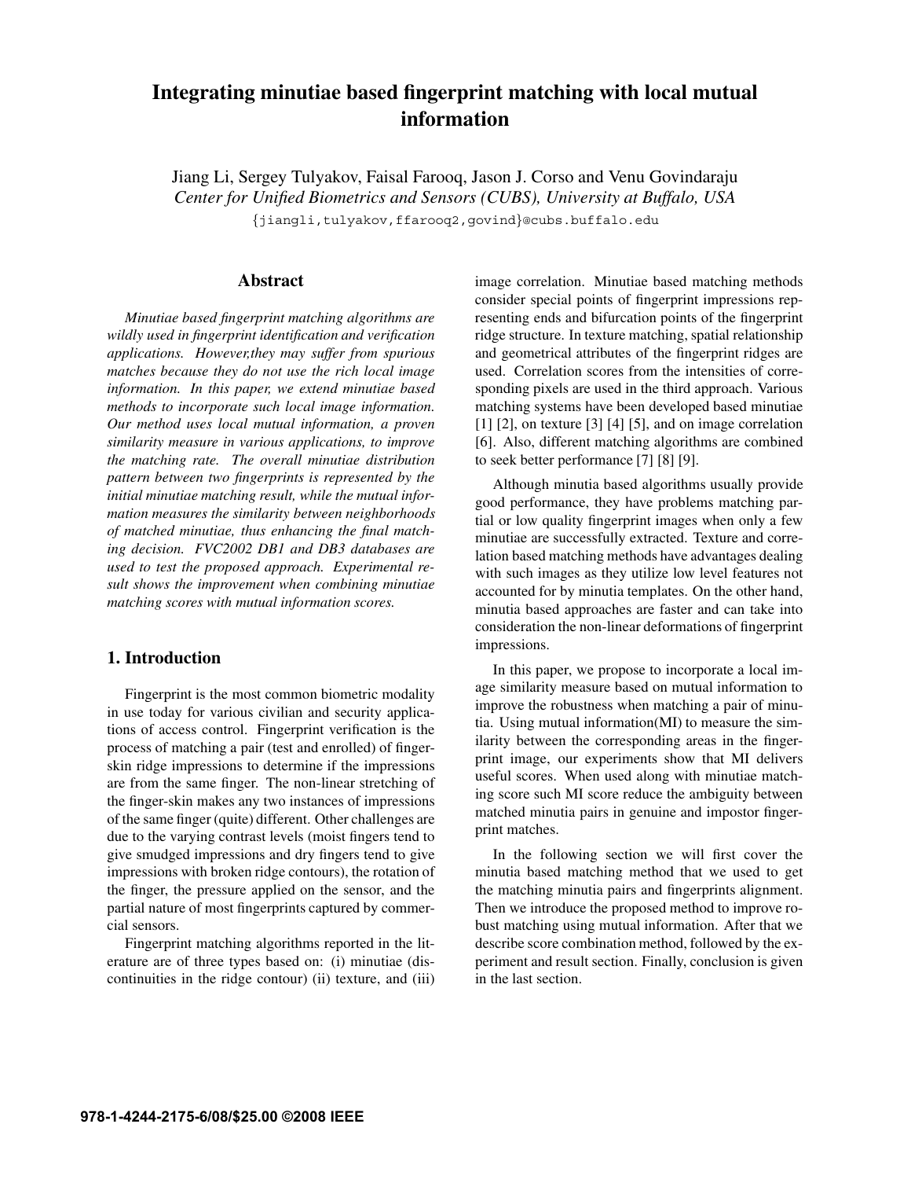# Integrating minutiae based fingerprint matching with local mutual information

Jiang Li, Sergey Tulyakov, Faisal Farooq, Jason J. Corso and Venu Govindaraju
*Center for Unified Biometrics and Sensors (CUBS), University at Buffalo, USA*
{jiangli,tulyakov,ffarooq2,govind}@cubs.buffalo.edu

## Abstract

*Minutiae based fingerprint matching algorithms are wildly used in fingerprint identification and verification applications. However,they may suffer from spurious matches because they do not use the rich local image information. In this paper, we extend minutiae based methods to incorporate such local image information. Our method uses local mutual information, a proven similarity measure in various applications, to improve the matching rate. The overall minutiae distribution pattern between two fingerprints is represented by the initial minutiae matching result, while the mutual information measures the similarity between neighborhoods of matched minutiae, thus enhancing the final matching decision. FVC2002 DB1 and DB3 databases are used to test the proposed approach. Experimental result shows the improvement when combining minutiae matching scores with mutual information scores.*

## 1. Introduction

Fingerprint is the most common biometric modality in use today for various civilian and security applications of access control. Fingerprint verification is the process of matching a pair (test and enrolled) of finger-skin ridge impressions to determine if the impressions are from the same finger. The non-linear stretching of the finger-skin makes any two instances of impressions of the same finger (quite) different. Other challenges are due to the varying contrast levels (moist fingers tend to give smudged impressions and dry fingers tend to give impressions with broken ridge contours), the rotation of the finger, the pressure applied on the sensor, and the partial nature of most fingerprints captured by commercial sensors.

Fingerprint matching algorithms reported in the literature are of three types based on: (i) minutiae (discontinuities in the ridge contour) (ii) texture, and (iii) image correlation. Minutiae based matching methods consider special points of fingerprint impressions representing ends and bifurcation points of the fingerprint ridge structure. In texture matching, spatial relationship and geometrical attributes of the fingerprint ridges are used. Correlation scores from the intensities of corresponding pixels are used in the third approach. Various matching systems have been developed based minutiae [1] [2], on texture [3] [4] [5], and on image correlation [6]. Also, different matching algorithms are combined to seek better performance [7] [8] [9].

Although minutia based algorithms usually provide good performance, they have problems matching partial or low quality fingerprint images when only a few minutiae are successfully extracted. Texture and correlation based matching methods have advantages dealing with such images as they utilize low level features not accounted for by minutia templates. On the other hand, minutia based approaches are faster and can take into consideration the non-linear deformations of fingerprint impressions.

In this paper, we propose to incorporate a local image similarity measure based on mutual information to improve the robustness when matching a pair of minutia. Using mutual information(MI) to measure the similarity between the corresponding areas in the fingerprint image, our experiments show that MI delivers useful scores. When used along with minutiae matching score such MI score reduce the ambiguity between matched minutia pairs in genuine and impostor fingerprint matches.

In the following section we will first cover the minutia based matching method that we used to get the matching minutia pairs and fingerprints alignment. Then we introduce the proposed method to improve robust matching using mutual information. After that we describe score combination method, followed by the experiment and result section. Finally, conclusion is given in the last section.

978-1-4244-2175-6/08/$25.00 ©2008 IEEE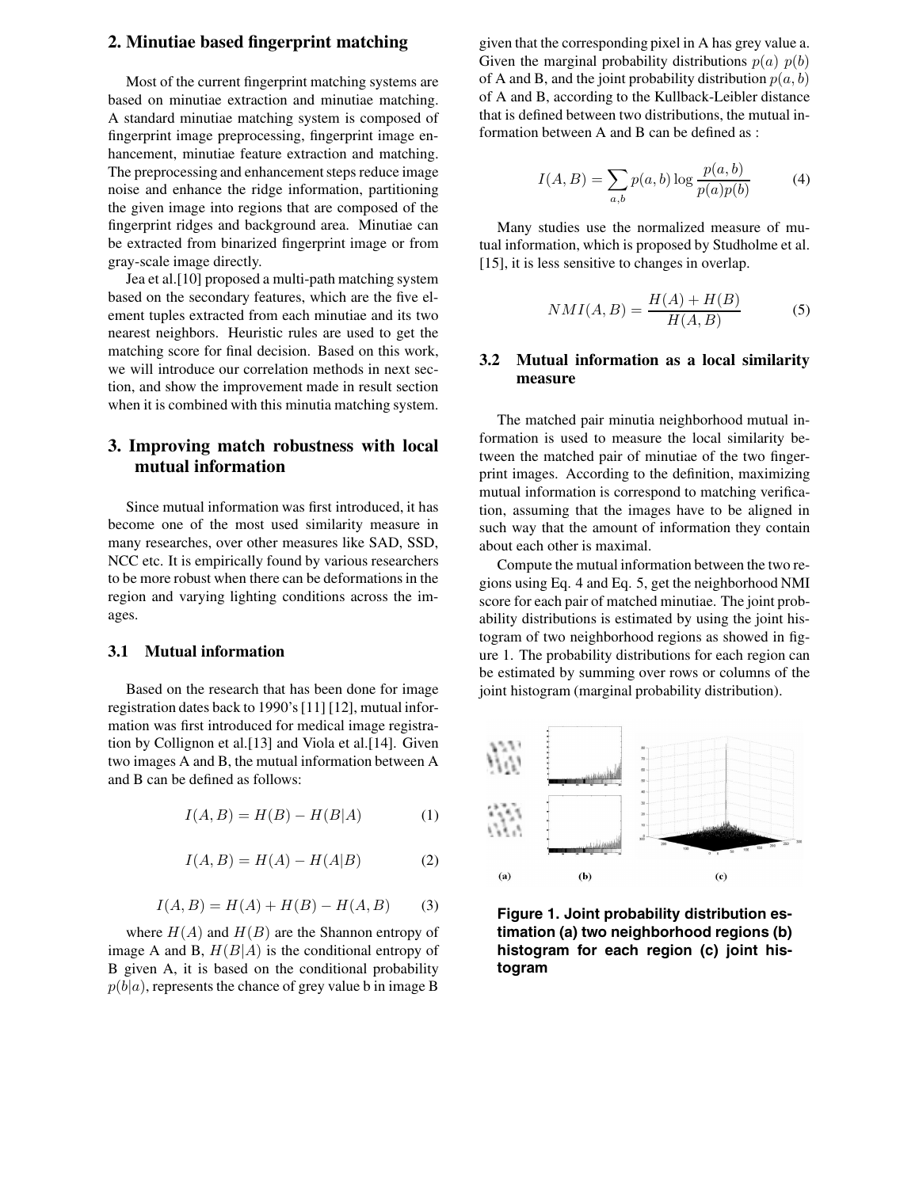## 2. Minutiae based fingerprint matching

Most of the current fingerprint matching systems are based on minutiae extraction and minutiae matching. A standard minutiae matching system is composed of fingerprint image preprocessing, fingerprint image enhancement, minutiae feature extraction and matching. The preprocessing and enhancement steps reduce image noise and enhance the ridge information, partitioning the given image into regions that are composed of the fingerprint ridges and background area. Minutiae can be extracted from binarized fingerprint image or from gray-scale image directly.

Jea et al.[10] proposed a multi-path matching system based on the secondary features, which are the five element tuples extracted from each minutiae and its two nearest neighbors. Heuristic rules are used to get the matching score for final decision. Based on this work, we will introduce our correlation methods in next section, and show the improvement made in result section when it is combined with this minutia matching system.

## 3. Improving match robustness with local mutual information

Since mutual information was first introduced, it has become one of the most used similarity measure in many researches, over other measures like SAD, SSD, NCC etc. It is empirically found by various researchers to be more robust when there can be deformations in the region and varying lighting conditions across the images.

### 3.1 Mutual information

Based on the research that has been done for image registration dates back to 1990's [11] [12], mutual information was first introduced for medical image registration by Collignon et al.[13] and Viola et al.[14]. Given two images A and B, the mutual information between A and B can be defined as follows:

$$I(A,B) = H(B) - H(B|A) \tag{1}$$

$$I(A,B) = H(A) - H(A|B) \tag{2}$$

$$I(A,B) = H(A) + H(B) - H(A,B) \tag{3}$$

where $H(A)$ and $H(B)$ are the Shannon entropy of image A and B, $H(B|A)$ is the conditional entropy of B given A, it is based on the conditional probability $p(b|a)$, represents the chance of grey value b in image B given that the corresponding pixel in A has grey value a. Given the marginal probability distributions $p(a)$ $p(b)$ of A and B, and the joint probability distribution $p(a,b)$ of A and B, according to the Kullback-Leibler distance that is defined between two distributions, the mutual information between A and B can be defined as :

$$I(A,B) = \sum_{a,b} p(a,b) \log \frac{p(a,b)}{p(a)p(b)} \tag{4}$$

Many studies use the normalized measure of mutual information, which is proposed by Studholme et al. [15], it is less sensitive to changes in overlap.

$$NMI(A,B) = \frac{H(A) + H(B)}{H(A,B)} \tag{5}$$

### 3.2 Mutual information as a local similarity measure

The matched pair minutia neighborhood mutual information is used to measure the local similarity between the matched pair of minutiae of the two fingerprint images. According to the definition, maximizing mutual information is correspond to matching verification, assuming that the images have to be aligned in such way that the amount of information they contain about each other is maximal.

Compute the mutual information between the two regions using Eq. 4 and Eq. 5, get the neighborhood NMI score for each pair of matched minutiae. The joint probability distributions is estimated by using the joint histogram of two neighborhood regions as showed in figure 1. The probability distributions for each region can be estimated by summing over rows or columns of the joint histogram (marginal probability distribution).

**Figure 1. Joint probability distribution estimation (a) two neighborhood regions (b) histogram for each region (c) joint histogram**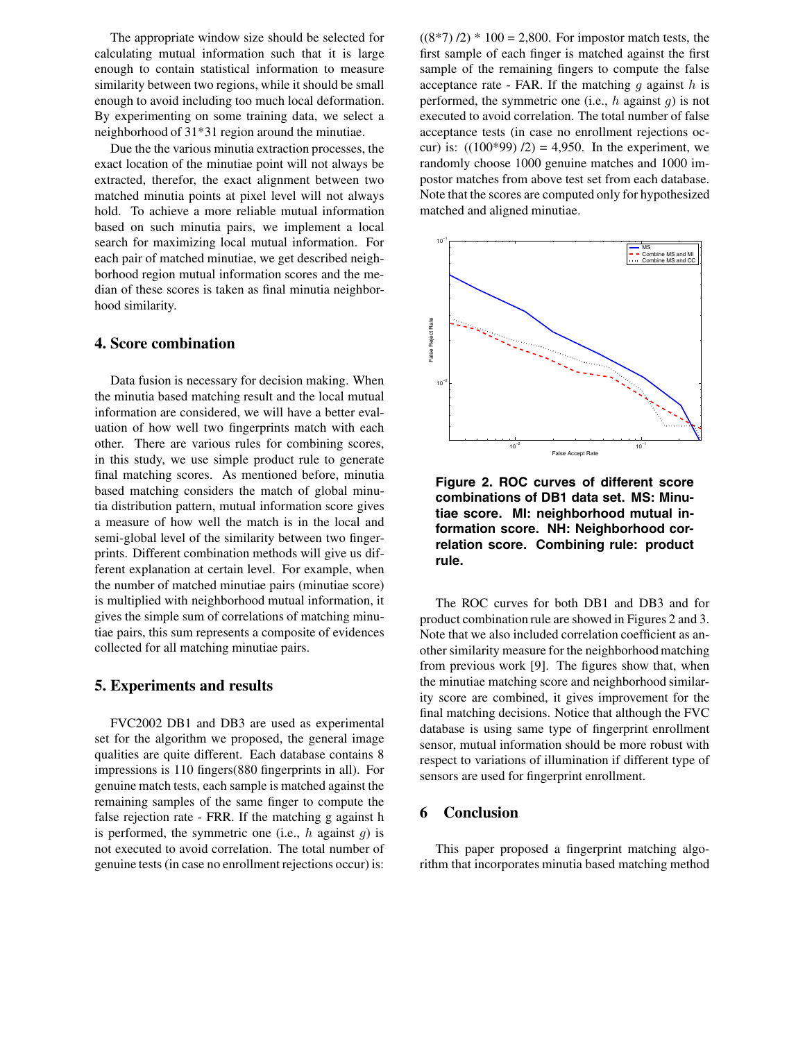The appropriate window size should be selected for calculating mutual information such that it is large enough to contain statistical information to measure similarity between two regions, while it should be small enough to avoid including too much local deformation. By experimenting on some training data, we select a neighborhood of 31*31 region around the minutiae.

Due the the various minutia extraction processes, the exact location of the minutiae point will not always be extracted, therefor, the exact alignment between two matched minutia points at pixel level will not always hold. To achieve a more reliable mutual information based on such minutia pairs, we implement a local search for maximizing local mutual information. For each pair of matched minutiae, we get described neighborhood region mutual information scores and the median of these scores is taken as final minutia neighborhood similarity.

## 4. Score combination

Data fusion is necessary for decision making. When the minutia based matching result and the local mutual information are considered, we will have a better evaluation of how well two fingerprints match with each other. There are various rules for combining scores, in this study, we use simple product rule to generate final matching scores. As mentioned before, minutia based matching considers the match of global minutia distribution pattern, mutual information score gives a measure of how well the match is in the local and semi-global level of the similarity between two fingerprints. Different combination methods will give us different explanation at certain level. For example, when the number of matched minutiae pairs (minutiae score) is multiplied with neighborhood mutual information, it gives the simple sum of correlations of matching minutiae pairs, this sum represents a composite of evidences collected for all matching minutiae pairs.

## 5. Experiments and results

FVC2002 DB1 and DB3 are used as experimental set for the algorithm we proposed, the general image qualities are quite different. Each database contains 8 impressions is 110 fingers(880 fingerprints in all). For genuine match tests, each sample is matched against the remaining samples of the same finger to compute the false rejection rate - FRR. If the matching g against h is performed, the symmetric one (i.e., $h$ against $g$) is not executed to avoid correlation. The total number of genuine tests (in case no enrollment rejections occur) is: ((8*7) /2) * 100 = 2,800. For impostor match tests, the first sample of each finger is matched against the first sample of the remaining fingers to compute the false acceptance rate - FAR. If the matching $g$ against $h$ is performed, the symmetric one (i.e., $h$ against $g$) is not executed to avoid correlation. The total number of false acceptance tests (in case no enrollment rejections occur) is: ((100*99) /2) = 4,950. In the experiment, we randomly choose 1000 genuine matches and 1000 impostor matches from above test set from each database. Note that the scores are computed only for hypothesized matched and aligned minutiae.

MS
Combine MS and MI
Combine MS and CC
False Reject Rate
False Accept Rate
$10^{-1}$
$10^{-2}$
$10^{-2}$
$10^{-1}$

**Figure 2. ROC curves of different score combinations of DB1 data set. MS: Minutiae score. MI: neighborhood mutual information score. NH: Neighborhood correlation score. Combining rule: product rule.**

The ROC curves for both DB1 and DB3 and for product combination rule are showed in Figures 2 and 3. Note that we also included correlation coefficient as another similarity measure for the neighborhood matching from previous work [9]. The figures show that, when the minutiae matching score and neighborhood similarity score are combined, it gives improvement for the final matching decisions. Notice that although the FVC database is using same type of fingerprint enrollment sensor, mutual information should be more robust with respect to variations of illumination if different type of sensors are used for fingerprint enrollment.

## 6 Conclusion

This paper proposed a fingerprint matching algorithm that incorporates minutia based matching method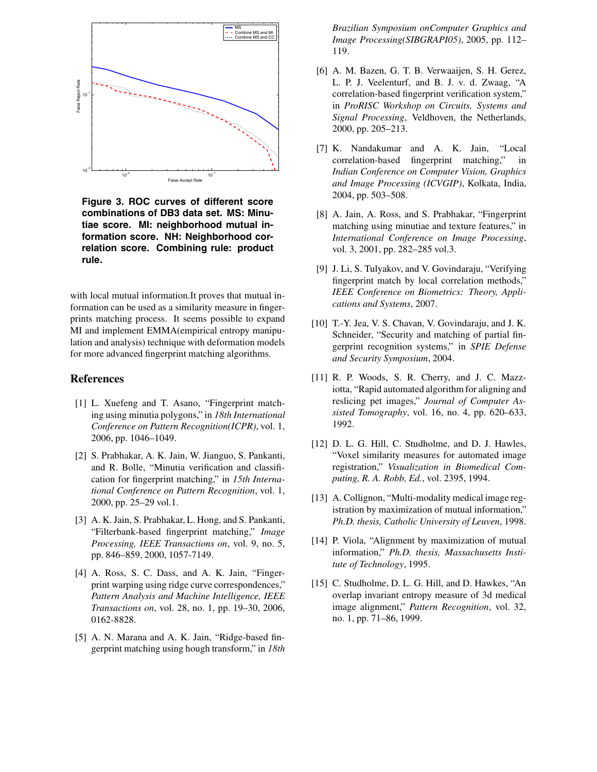MS
Combine MS and MI
Combine MS and CC

False Reject Rate

$10^{-1}$

$10^{-2}$

$10^{-2}$

$10^{-1}$

False Accept Rate

**Figure 3. ROC curves of different score combinations of DB3 data set. MS: Minutiae score. MI: neighborhood mutual information score. NH: Neighborhood correlation score. Combining rule: product rule.**

with local mutual information.It proves that mutual information can be used as a similarity measure in fingerprints matching process. It seems possible to expand MI and implement EMMA(empirical entropy manipulation and analysis) technique with deformation models for more advanced fingerprint matching algorithms.

## References

[1] L. Xuefeng and T. Asano, "Fingerprint matching using minutia polygons," in *18th International Conference on Pattern Recognition(ICPR)*, vol. 1, 2006, pp. 1046–1049.

[2] S. Prabhakar, A. K. Jain, W. Jianguo, S. Pankanti, and R. Bolle, "Minutia verification and classification for fingerprint matching," in *15th International Conference on Pattern Recognition*, vol. 1, 2000, pp. 25–29 vol.1.

[3] A. K. Jain, S. Prabhakar, L. Hong, and S. Pankanti, "Filterbank-based fingerprint matching," *Image Processing, IEEE Transactions on*, vol. 9, no. 5, pp. 846–859, 2000, 1057-7149.

[4] A. Ross, S. C. Dass, and A. K. Jain, "Fingerprint warping using ridge curve correspondences," *Pattern Analysis and Machine Intelligence, IEEE Transactions on*, vol. 28, no. 1, pp. 19–30, 2006, 0162-8828.

[5] A. N. Marana and A. K. Jain, "Ridge-based fingerprint matching using hough transform," in *18th Brazilian Symposium onComputer Graphics and Image Processing(SIBGRAPI05)*, 2005, pp. 112–119.

[6] A. M. Bazen, G. T. B. Verwaaijen, S. H. Gerez, L. P. J. Veelenturf, and B. J. v. d. Zwaag, "A correlation-based fingerprint verification system," in *ProRISC Workshop on Circuits, Systems and Signal Processing*, Veldhoven, the Netherlands, 2000, pp. 205–213.

[7] K. Nandakumar and A. K. Jain, "Local correlation-based fingerprint matching," in *Indian Conference on Computer Vision, Graphics and Image Processing (ICVGIP)*, Kolkata, India, 2004, pp. 503–508.

[8] A. Jain, A. Ross, and S. Prabhakar, "Fingerprint matching using minutiae and texture features," in *International Conference on Image Processing*, vol. 3, 2001, pp. 282–285 vol.3.

[9] J. Li, S. Tulyakov, and V. Govindaraju, "Verifying fingerprint match by local correlation methods," *IEEE Conference on Biometrics: Theory, Applications and Systems*, 2007.

[10] T.-Y. Jea, V. S. Chavan, V. Govindaraju, and J. K. Schneider, "Security and matching of partial fingerprint recognition systems," in *SPIE Defense and Security Symposium*, 2004.

[11] R. P. Woods, S. R. Cherry, and J. C. Mazziotta, "Rapid automated algorithm for aligning and reslicing pet images," *Journal of Computer Assisted Tomography*, vol. 16, no. 4, pp. 620–633, 1992.

[12] D. L. G. Hill, C. Studholme, and D. J. Hawles, "Voxel similarity measures for automated image registration," *Visualization in Biomedical Computing, R. A. Robb, Ed.*, vol. 2395, 1994.

[13] A. Collignon, "Multi-modality medical image registration by maximization of mutual information," *Ph.D. thesis, Catholic University of Leuven*, 1998.

[14] P. Viola, "Alignment by maximization of mutual information," *Ph.D. thesis, Massachusetts Institute of Technology*, 1995.

[15] C. Studholme, D. L. G. Hill, and D. Hawkes, "An overlap invariant entropy measure of 3d medical image alignment," *Pattern Recognition*, vol. 32, no. 1, pp. 71–86, 1999.